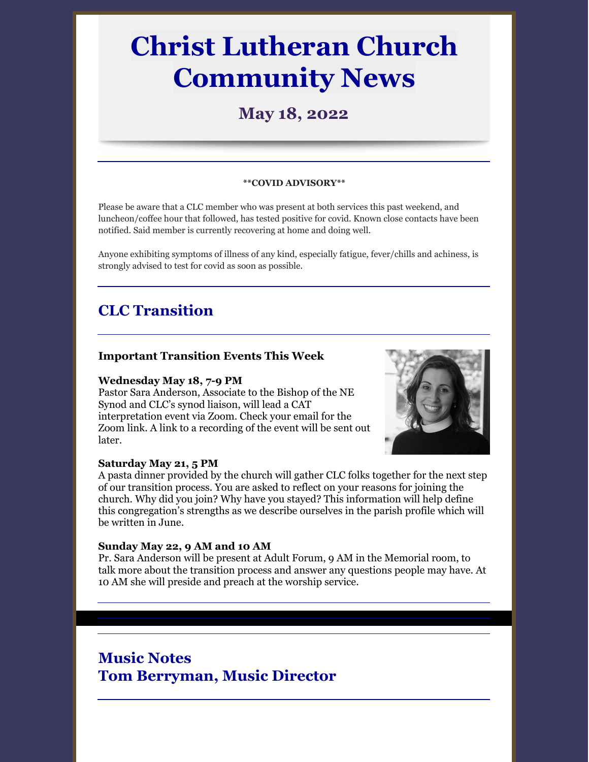# Christ Lutheran Church Community News

## May 18, 2022

**\*\*COVID ADVISORY\*\***

Please be aware that a CLC member who was present at both services this past weekend, and luncheon/coffee hour that followed, has tested positive for covid. Known close contacts have been notified. Said member is currently recovering at home and doing well.

Anyone exhibiting symptoms of illness of any kind, especially fatigue, fever/chills and achiness, is strongly advised to test for covid as soon as possible.

## CLC Transition

### Important Transition Events This Week

**Wednesday May 18, 7-9 PM**
Pastor Sara Anderson, Associate to the Bishop of the NE Synod and CLC's synod liaison, will lead a CAT interpretation event via Zoom. Check your email for the Zoom link. A link to a recording of the event will be sent out later.

**Saturday May 21, 5 PM**
A pasta dinner provided by the church will gather CLC folks together for the next step of our transition process. You are asked to reflect on your reasons for joining the church. Why did you join? Why have you stayed? This information will help define this congregation's strengths as we describe ourselves in the parish profile which will be written in June.

**Sunday May 22, 9 AM and 10 AM**
Pr. Sara Anderson will be present at Adult Forum, 9 AM in the Memorial room, to talk more about the transition process and answer any questions people may have. At 10 AM she will preside and preach at the worship service.

## Music Notes
## Tom Berryman, Music Director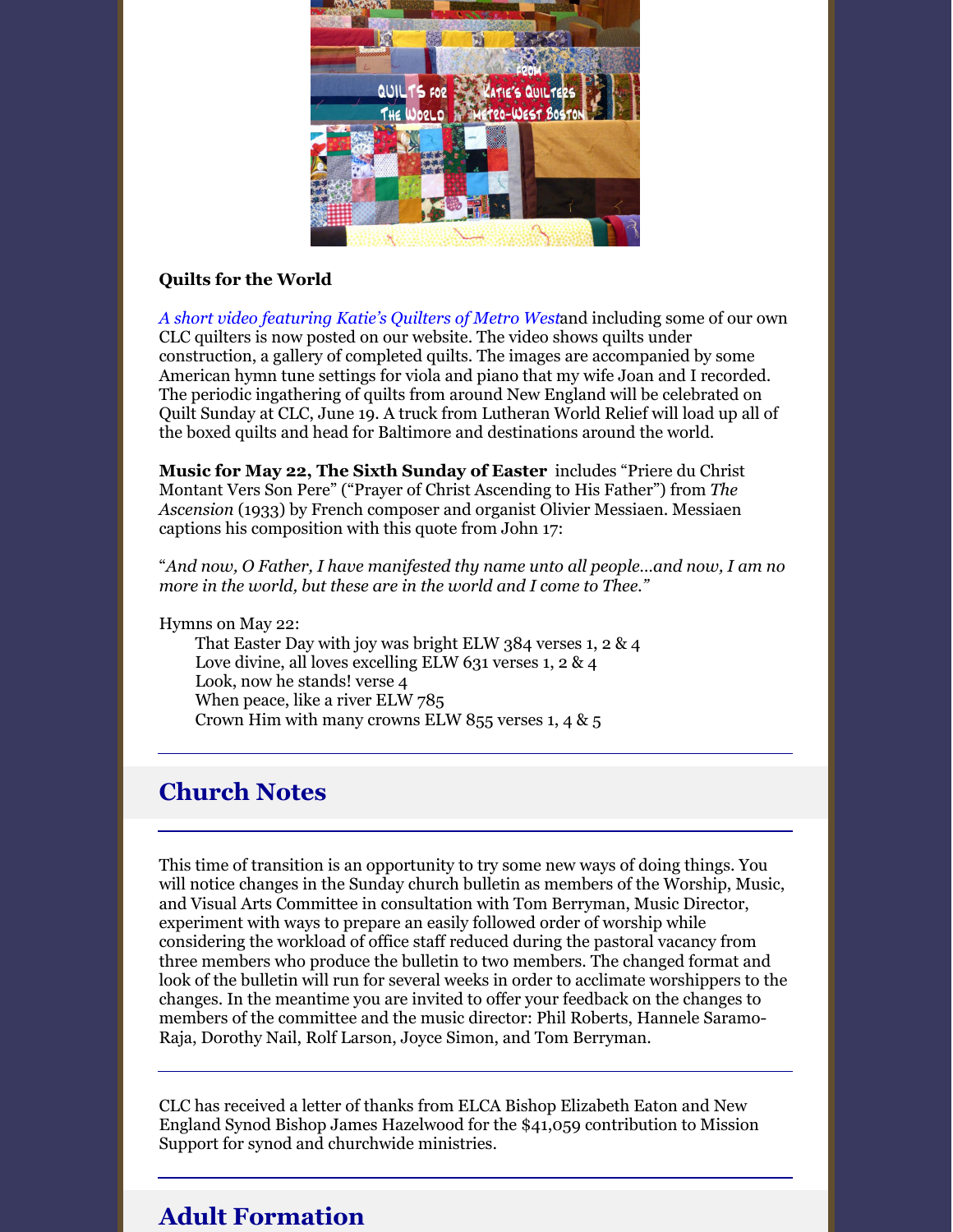**Quilts for the World**

*A short video featuring Katie's Quilters of Metro West*and including some of our own CLC quilters is now posted on our website. The video shows quilts under construction, a gallery of completed quilts. The images are accompanied by some American hymn tune settings for viola and piano that my wife Joan and I recorded. The periodic ingathering of quilts from around New England will be celebrated on Quilt Sunday at CLC, June 19. A truck from Lutheran World Relief will load up all of the boxed quilts and head for Baltimore and destinations around the world.

**Music for May 22, The Sixth Sunday of Easter** includes "Priere du Christ Montant Vers Son Pere" ("Prayer of Christ Ascending to His Father") from *The Ascension* (1933) by French composer and organist Olivier Messiaen. Messiaen captions his composition with this quote from John 17:

"*And now, O Father, I have manifested thy name unto all people…and now, I am no more in the world, but these are in the world and I come to Thee.*"

Hymns on May 22:

- That Easter Day with joy was bright ELW 384 verses 1, 2 & 4
- Love divine, all loves excelling ELW 631 verses 1, 2 & 4
- Look, now he stands! verse 4
- When peace, like a river ELW 785
- Crown Him with many crowns ELW 855 verses 1, 4 & 5

## Church Notes

This time of transition is an opportunity to try some new ways of doing things. You will notice changes in the Sunday church bulletin as members of the Worship, Music, and Visual Arts Committee in consultation with Tom Berryman, Music Director, experiment with ways to prepare an easily followed order of worship while considering the workload of office staff reduced during the pastoral vacancy from three members who produce the bulletin to two members. The changed format and look of the bulletin will run for several weeks in order to acclimate worshippers to the changes. In the meantime you are invited to offer your feedback on the changes to members of the committee and the music director: Phil Roberts, Hannele Saramo-Raja, Dorothy Nail, Rolf Larson, Joyce Simon, and Tom Berryman.

CLC has received a letter of thanks from ELCA Bishop Elizabeth Eaton and New England Synod Bishop James Hazelwood for the $41,059 contribution to Mission Support for synod and churchwide ministries.

## Adult Formation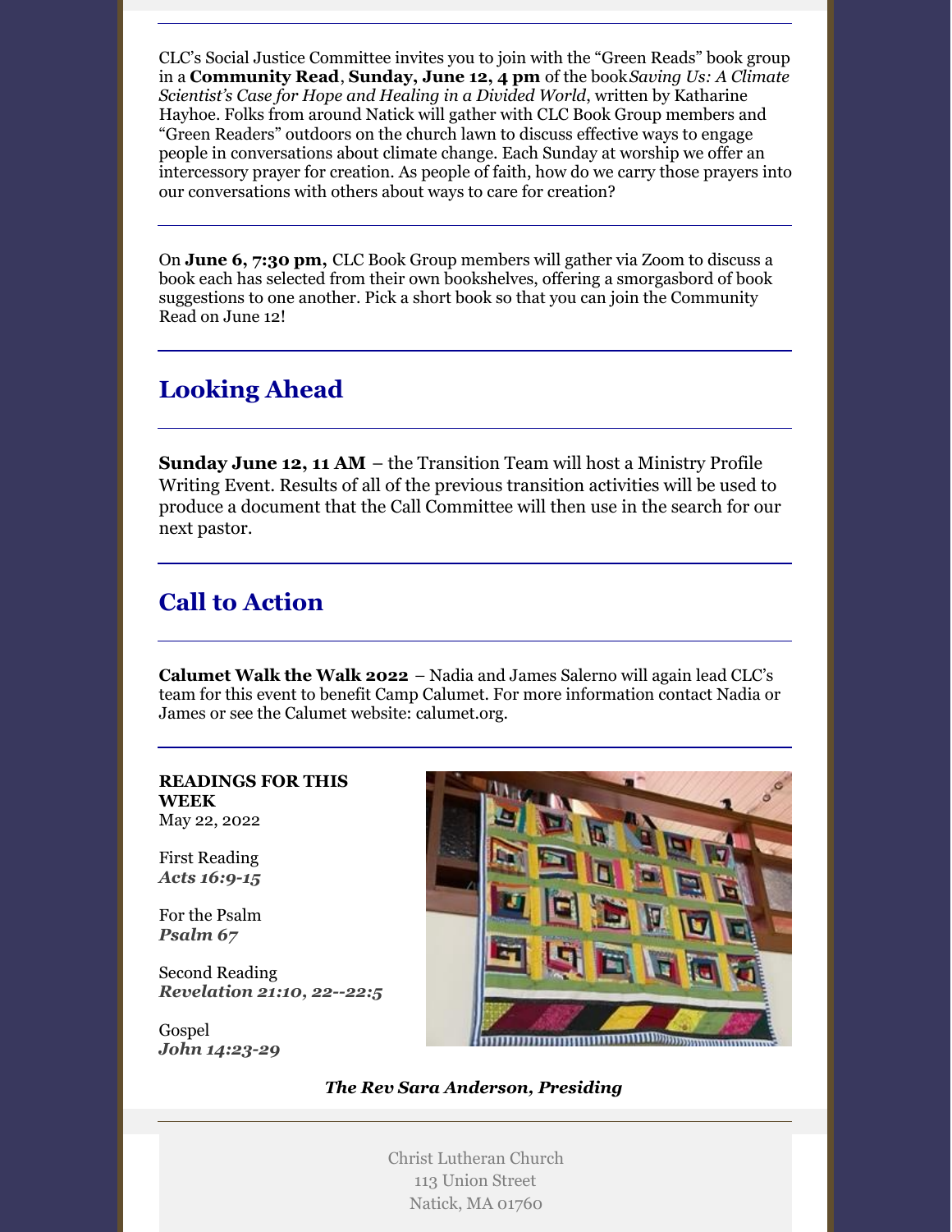CLC's Social Justice Committee invites you to join with the "Green Reads" book group in a **Community Read**, **Sunday, June 12, 4 pm** of the book *Saving Us: A Climate Scientist's Case for Hope and Healing in a Divided World*, written by Katharine Hayhoe. Folks from around Natick will gather with CLC Book Group members and "Green Readers" outdoors on the church lawn to discuss effective ways to engage people in conversations about climate change. Each Sunday at worship we offer an intercessory prayer for creation. As people of faith, how do we carry those prayers into our conversations with others about ways to care for creation?

---

On **June 6, 7:30 pm,** CLC Book Group members will gather via Zoom to discuss a book each has selected from their own bookshelves, offering a smorgasbord of book suggestions to one another. Pick a short book so that you can join the Community Read on June 12!

---

## Looking Ahead

---

**Sunday June 12, 11 AM** – the Transition Team will host a Ministry Profile Writing Event. Results of all of the previous transition activities will be used to produce a document that the Call Committee will then use in the search for our next pastor.

---

## Call to Action

---

**Calumet Walk the Walk 2022** – Nadia and James Salerno will again lead CLC's team for this event to benefit Camp Calumet. For more information contact Nadia or James or see the Calumet website: calumet.org.

---

**READINGS FOR THIS WEEK**
May 22, 2022

First Reading
***Acts 16:9-15***

For the Psalm
***Psalm 67***

Second Reading
***Revelation 21:10, 22--22:5***

Gospel
***John 14:23-29***

***The Rev Sara Anderson, Presiding***

---

Christ Lutheran Church
113 Union Street
Natick, MA 01760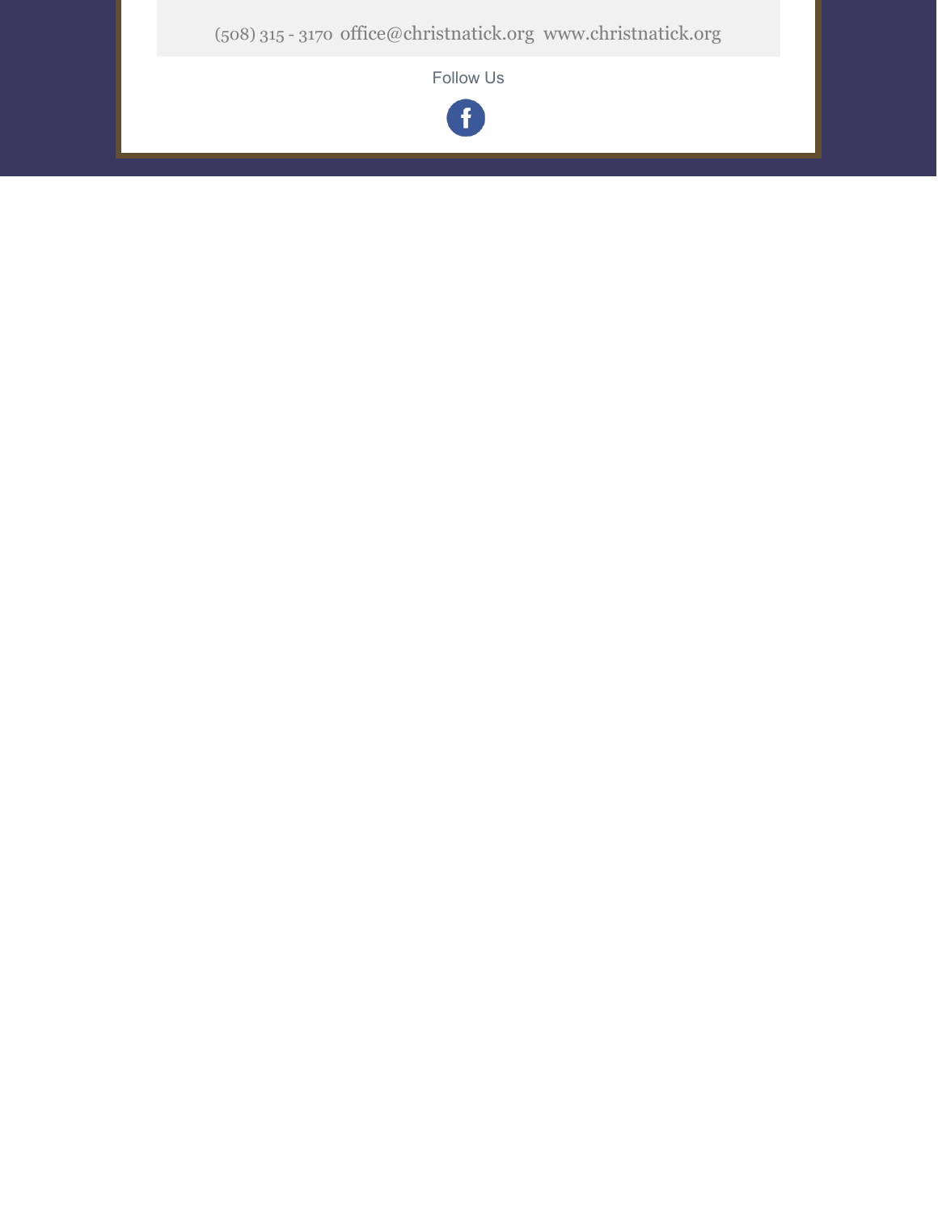(508) 315 - 3170 office@christnatick.org www.christnatick.org

Follow Us